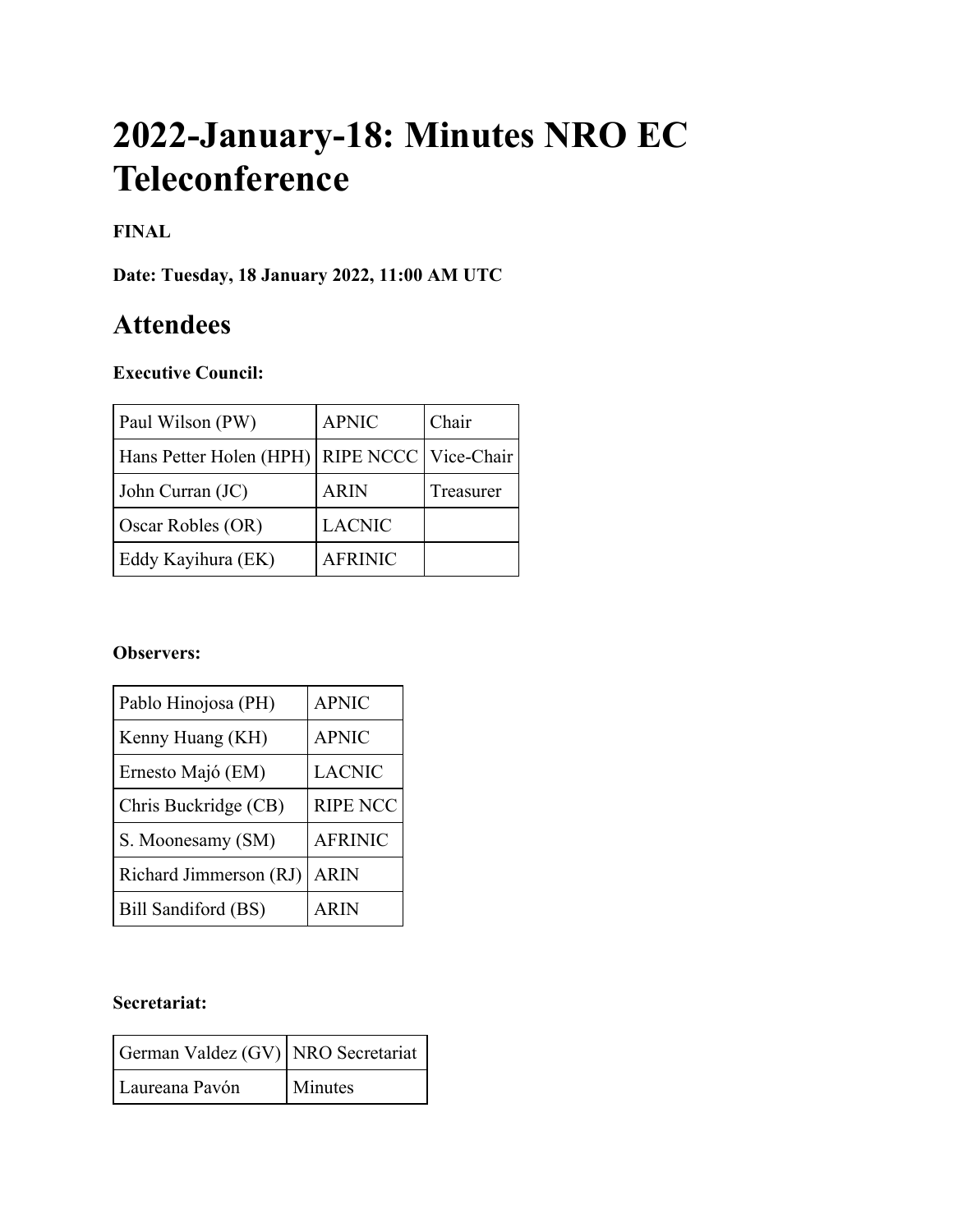# 2022-January-18: Minutes NRO EC Teleconference

**FINAL**

**Date: Tuesday, 18 January 2022, 11:00 AM UTC**

## Attendees

**Executive Council:**

| | | |
|---|---|---|
| Paul Wilson (PW) | APNIC | Chair |
| Hans Petter Holen (HPH) | RIPE NCCC | Vice-Chair |
| John Curran (JC) | ARIN | Treasurer |
| Oscar Robles (OR) | LACNIC | |
| Eddy Kayihura (EK) | AFRINIC | |

**Observers:**

| | |
|---|---|
| Pablo Hinojosa (PH) | APNIC |
| Kenny Huang (KH) | APNIC |
| Ernesto Majó (EM) | LACNIC |
| Chris Buckridge (CB) | RIPE NCC |
| S. Moonesamy (SM) | AFRINIC |
| Richard Jimmerson (RJ) | ARIN |
| Bill Sandiford (BS) | ARIN |

**Secretariat:**

| | |
|---|---|
| German Valdez (GV) | NRO Secretariat |
| Laureana Pavón | Minutes |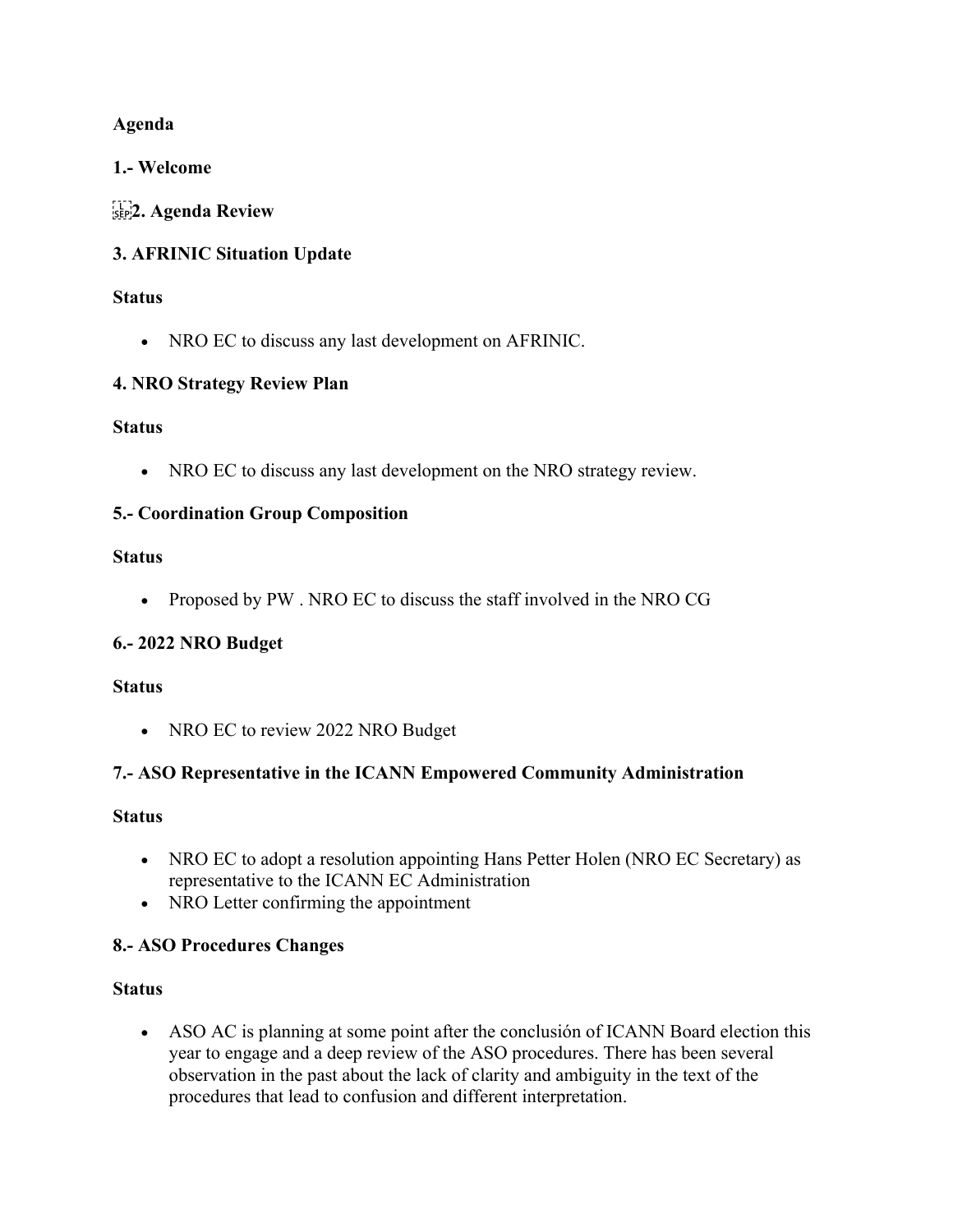**Agenda**

**1.- Welcome**

**2. Agenda Review**

**3. AFRINIC Situation Update**

**Status**

- NRO EC to discuss any last development on AFRINIC.

**4. NRO Strategy Review Plan**

**Status**

- NRO EC to discuss any last development on the NRO strategy review.

**5.- Coordination Group Composition**

**Status**

- Proposed by PW . NRO EC to discuss the staff involved in the NRO CG

**6.- 2022 NRO Budget**

**Status**

- NRO EC to review 2022 NRO Budget

**7.- ASO Representative in the ICANN Empowered Community Administration**

**Status**

- NRO EC to adopt a resolution appointing Hans Petter Holen (NRO EC Secretary) as representative to the ICANN EC Administration
- NRO Letter confirming the appointment

**8.- ASO Procedures Changes**

**Status**

- ASO AC is planning at some point after the conclusión of ICANN Board election this year to engage and a deep review of the ASO procedures. There has been several observation in the past about the lack of clarity and ambiguity in the text of the procedures that lead to confusion and different interpretation.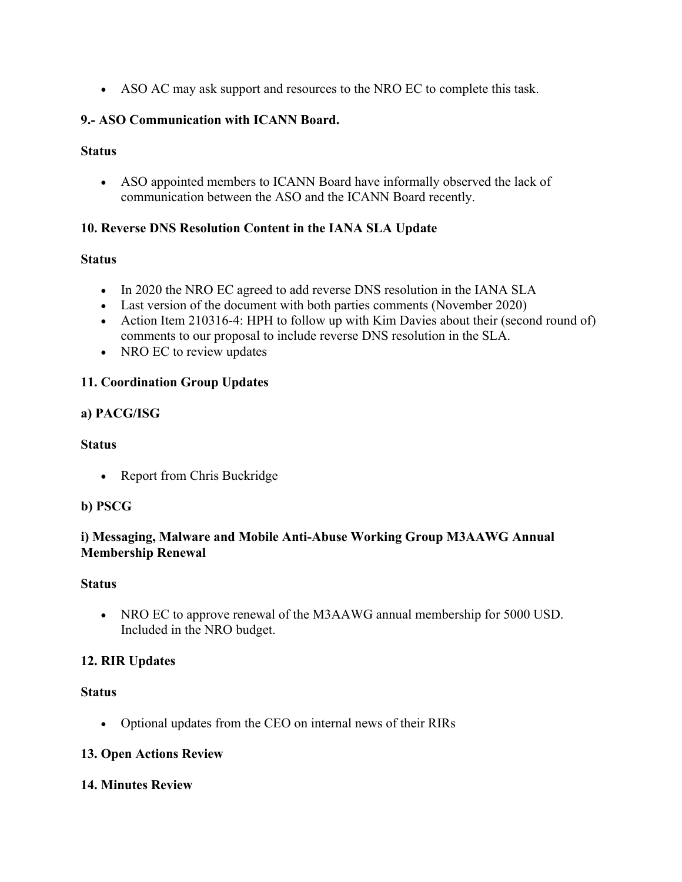- ASO AC may ask support and resources to the NRO EC to complete this task.

**9.- ASO Communication with ICANN Board.**

**Status**

- ASO appointed members to ICANN Board have informally observed the lack of communication between the ASO and the ICANN Board recently.

**10. Reverse DNS Resolution Content in the IANA SLA Update**

**Status**

- In 2020 the NRO EC agreed to add reverse DNS resolution in the IANA SLA
- Last version of the document with both parties comments (November 2020)
- Action Item 210316-4: HPH to follow up with Kim Davies about their (second round of) comments to our proposal to include reverse DNS resolution in the SLA.
- NRO EC to review updates

**11. Coordination Group Updates**

**a) PACG/ISG**

**Status**

- Report from Chris Buckridge

**b) PSCG**

**i) Messaging, Malware and Mobile Anti-Abuse Working Group M3AAWG Annual Membership Renewal**

**Status**

- NRO EC to approve renewal of the M3AAWG annual membership for 5000 USD. Included in the NRO budget.

**12. RIR Updates**

**Status**

- Optional updates from the CEO on internal news of their RIRs

**13. Open Actions Review**

**14. Minutes Review**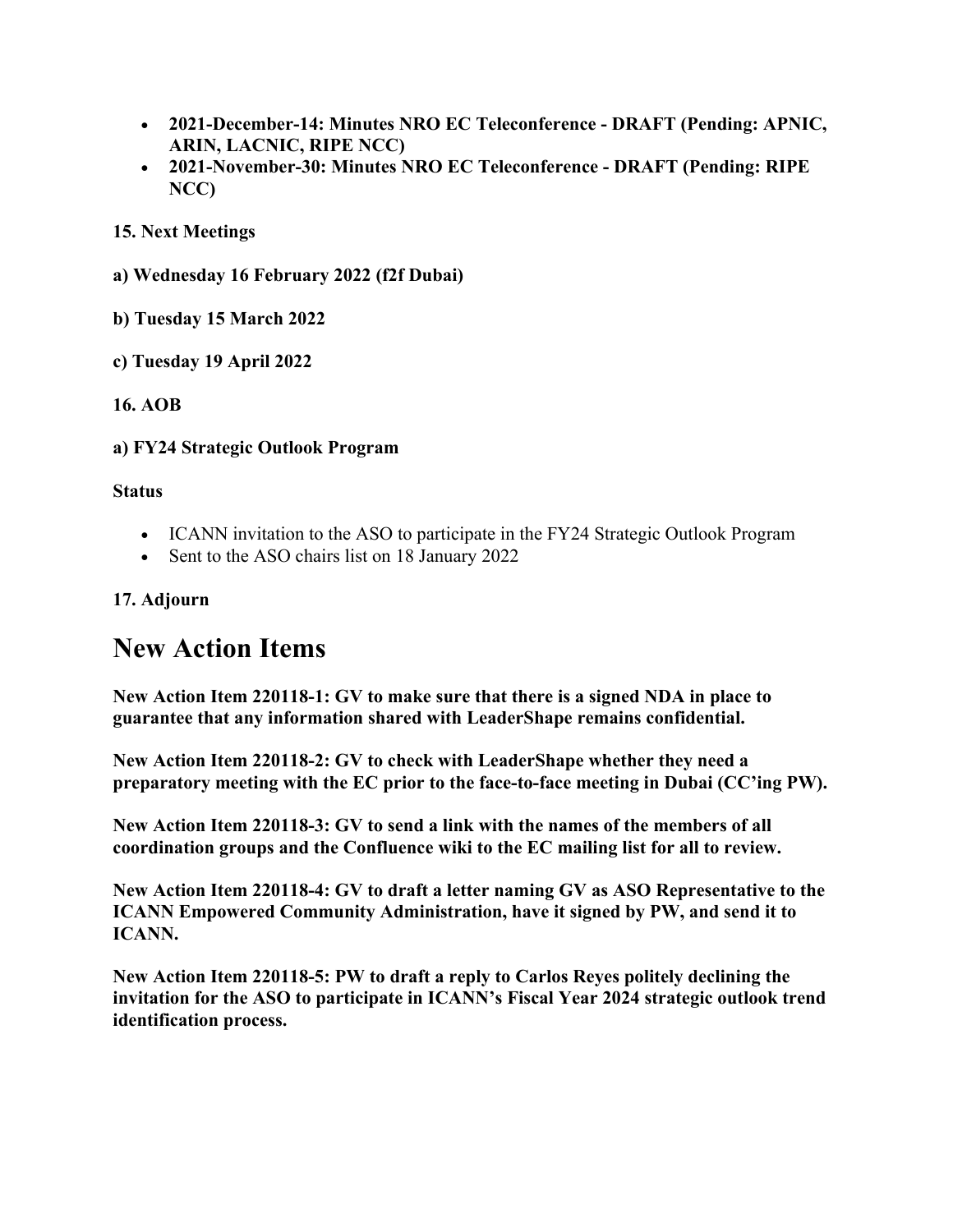- **2021-December-14: Minutes NRO EC Teleconference - DRAFT (Pending: APNIC, ARIN, LACNIC, RIPE NCC)**
- **2021-November-30: Minutes NRO EC Teleconference - DRAFT (Pending: RIPE NCC)**

**15. Next Meetings**

**a) Wednesday 16 February 2022 (f2f Dubai)**

**b) Tuesday 15 March 2022**

**c) Tuesday 19 April 2022**

**16. AOB**

**a) FY24 Strategic Outlook Program**

**Status**

- ICANN invitation to the ASO to participate in the FY24 Strategic Outlook Program
- Sent to the ASO chairs list on 18 January 2022

**17. Adjourn**

# New Action Items

**New Action Item 220118-1: GV to make sure that there is a signed NDA in place to guarantee that any information shared with LeaderShape remains confidential.**

**New Action Item 220118-2: GV to check with LeaderShape whether they need a preparatory meeting with the EC prior to the face-to-face meeting in Dubai (CC'ing PW).**

**New Action Item 220118-3: GV to send a link with the names of the members of all coordination groups and the Confluence wiki to the EC mailing list for all to review.**

**New Action Item 220118-4: GV to draft a letter naming GV as ASO Representative to the ICANN Empowered Community Administration, have it signed by PW, and send it to ICANN.**

**New Action Item 220118-5: PW to draft a reply to Carlos Reyes politely declining the invitation for the ASO to participate in ICANN's Fiscal Year 2024 strategic outlook trend identification process.**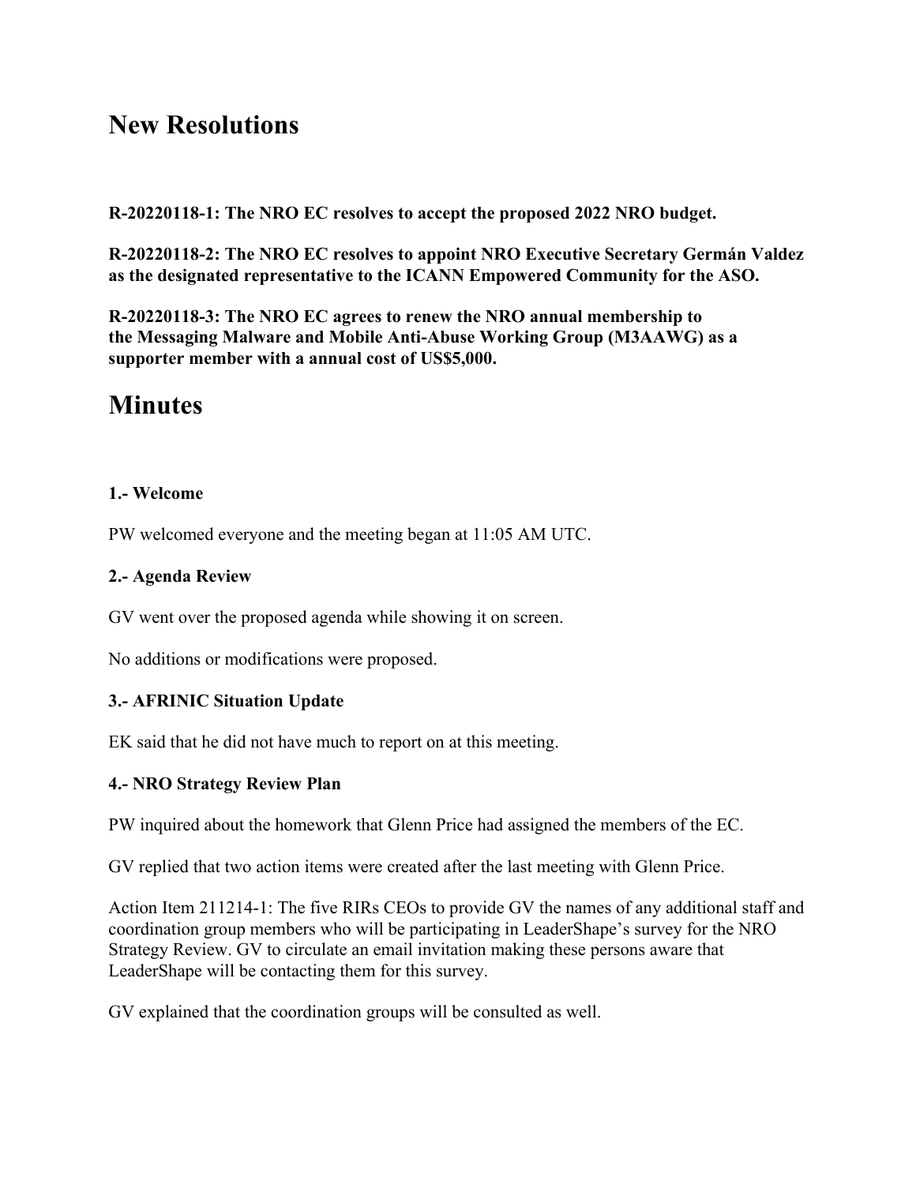# New Resolutions

**R-20220118-1: The NRO EC resolves to accept the proposed 2022 NRO budget.**

**R-20220118-2: The NRO EC resolves to appoint NRO Executive Secretary Germán Valdez as the designated representative to the ICANN Empowered Community for the ASO.**

**R-20220118-3: The NRO EC agrees to renew the NRO annual membership to the Messaging Malware and Mobile Anti-Abuse Working Group (M3AAWG) as a supporter member with a annual cost of US$5,000.**

# Minutes

**1.- Welcome**

PW welcomed everyone and the meeting began at 11:05 AM UTC.

**2.- Agenda Review**

GV went over the proposed agenda while showing it on screen.

No additions or modifications were proposed.

**3.- AFRINIC Situation Update**

EK said that he did not have much to report on at this meeting.

**4.- NRO Strategy Review Plan**

PW inquired about the homework that Glenn Price had assigned the members of the EC.

GV replied that two action items were created after the last meeting with Glenn Price.

Action Item 211214-1: The five RIRs CEOs to provide GV the names of any additional staff and coordination group members who will be participating in LeaderShape's survey for the NRO Strategy Review. GV to circulate an email invitation making these persons aware that LeaderShape will be contacting them for this survey.

GV explained that the coordination groups will be consulted as well.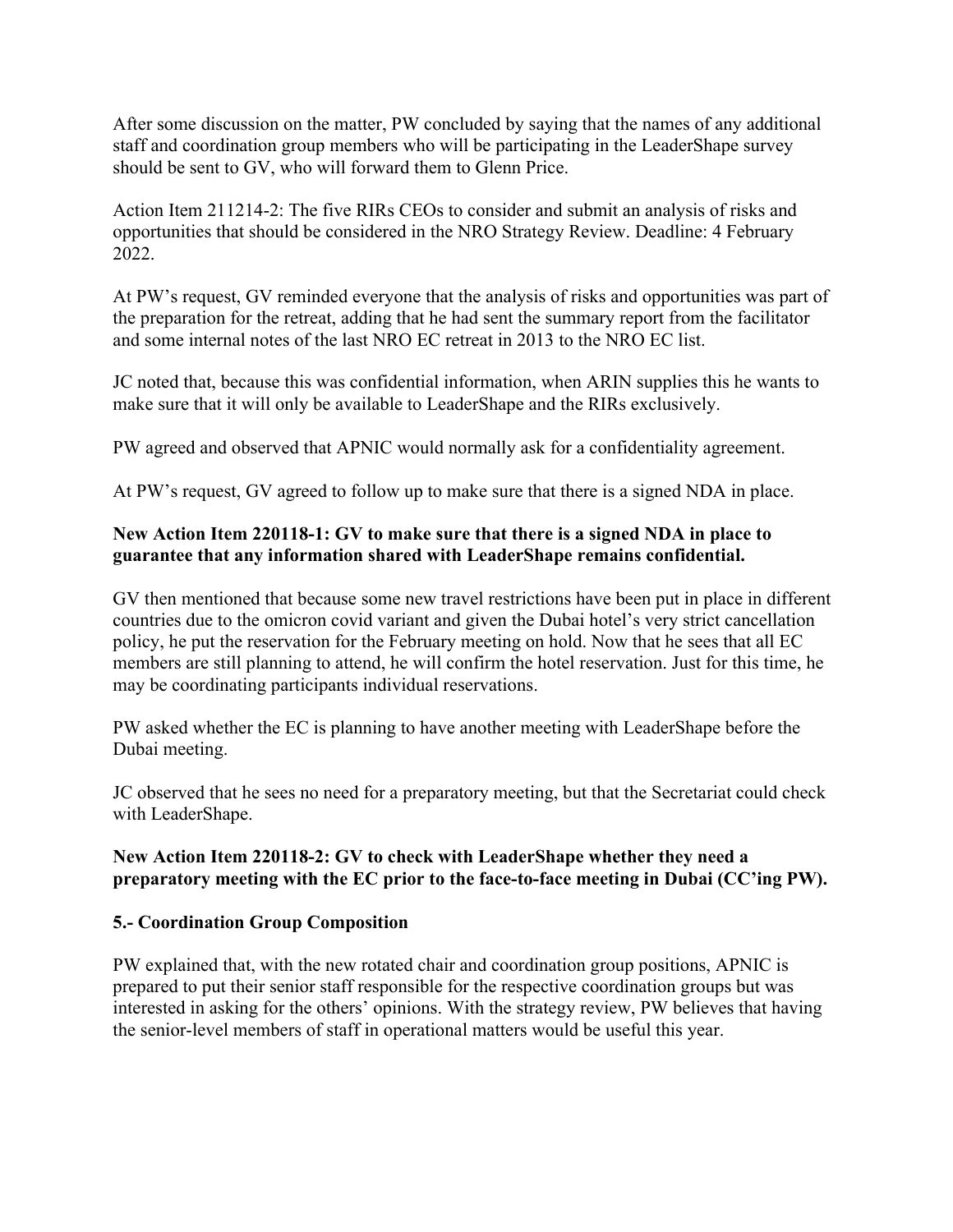After some discussion on the matter, PW concluded by saying that the names of any additional staff and coordination group members who will be participating in the LeaderShape survey should be sent to GV, who will forward them to Glenn Price.

Action Item 211214-2: The five RIRs CEOs to consider and submit an analysis of risks and opportunities that should be considered in the NRO Strategy Review. Deadline: 4 February 2022.

At PW's request, GV reminded everyone that the analysis of risks and opportunities was part of the preparation for the retreat, adding that he had sent the summary report from the facilitator and some internal notes of the last NRO EC retreat in 2013 to the NRO EC list.

JC noted that, because this was confidential information, when ARIN supplies this he wants to make sure that it will only be available to LeaderShape and the RIRs exclusively.

PW agreed and observed that APNIC would normally ask for a confidentiality agreement.

At PW's request, GV agreed to follow up to make sure that there is a signed NDA in place.

**New Action Item 220118-1: GV to make sure that there is a signed NDA in place to guarantee that any information shared with LeaderShape remains confidential.**

GV then mentioned that because some new travel restrictions have been put in place in different countries due to the omicron covid variant and given the Dubai hotel's very strict cancellation policy, he put the reservation for the February meeting on hold. Now that he sees that all EC members are still planning to attend, he will confirm the hotel reservation. Just for this time, he may be coordinating participants individual reservations.

PW asked whether the EC is planning to have another meeting with LeaderShape before the Dubai meeting.

JC observed that he sees no need for a preparatory meeting, but that the Secretariat could check with LeaderShape.

**New Action Item 220118-2: GV to check with LeaderShape whether they need a preparatory meeting with the EC prior to the face-to-face meeting in Dubai (CC'ing PW).**

### 5.- Coordination Group Composition

PW explained that, with the new rotated chair and coordination group positions, APNIC is prepared to put their senior staff responsible for the respective coordination groups but was interested in asking for the others' opinions. With the strategy review, PW believes that having the senior-level members of staff in operational matters would be useful this year.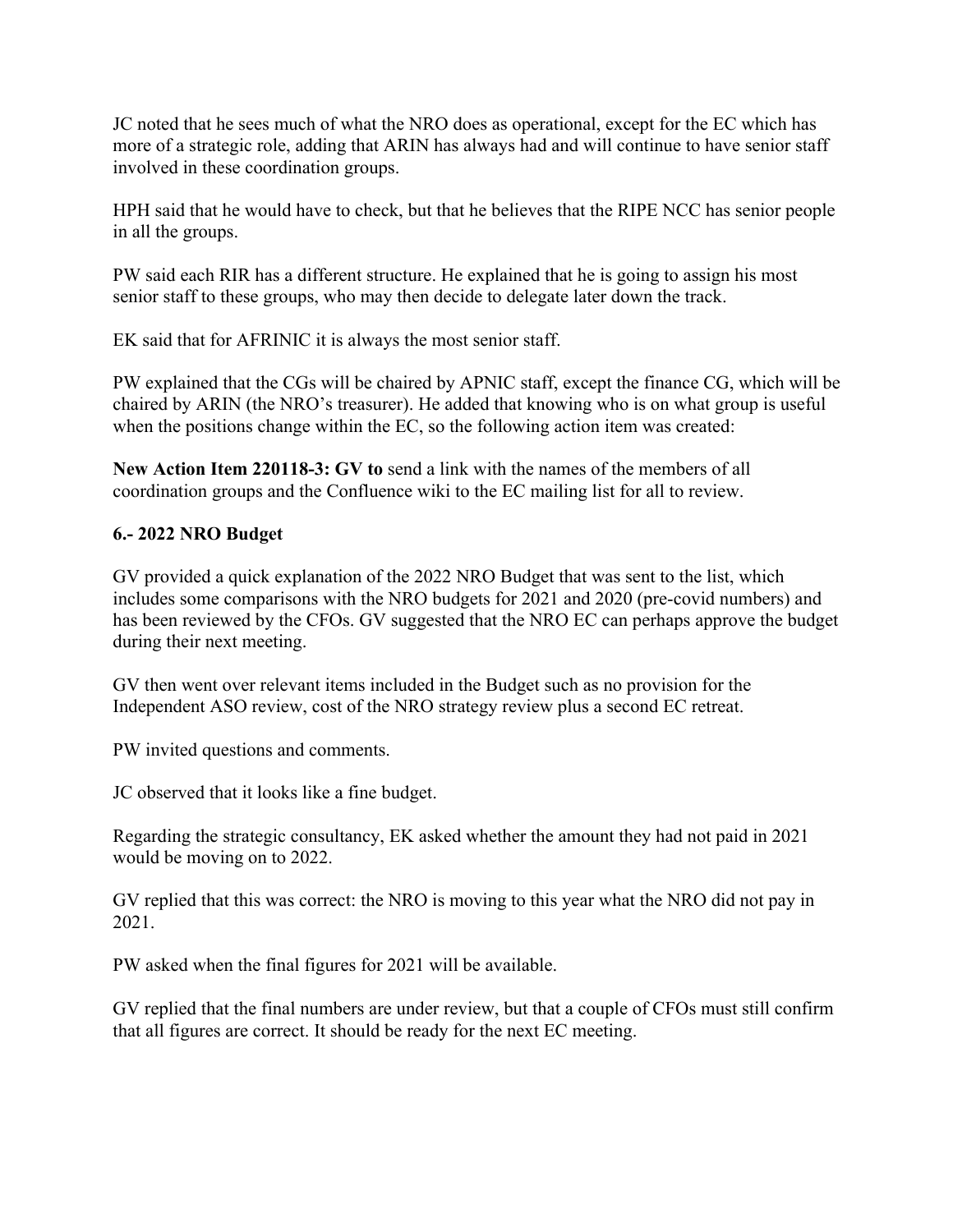JC noted that he sees much of what the NRO does as operational, except for the EC which has more of a strategic role, adding that ARIN has always had and will continue to have senior staff involved in these coordination groups.

HPH said that he would have to check, but that he believes that the RIPE NCC has senior people in all the groups.

PW said each RIR has a different structure. He explained that he is going to assign his most senior staff to these groups, who may then decide to delegate later down the track.

EK said that for AFRINIC it is always the most senior staff.

PW explained that the CGs will be chaired by APNIC staff, except the finance CG, which will be chaired by ARIN (the NRO's treasurer). He added that knowing who is on what group is useful when the positions change within the EC, so the following action item was created:

**New Action Item 220118-3: GV to** send a link with the names of the members of all coordination groups and the Confluence wiki to the EC mailing list for all to review.

## 6.- 2022 NRO Budget

GV provided a quick explanation of the 2022 NRO Budget that was sent to the list, which includes some comparisons with the NRO budgets for 2021 and 2020 (pre-covid numbers) and has been reviewed by the CFOs. GV suggested that the NRO EC can perhaps approve the budget during their next meeting.

GV then went over relevant items included in the Budget such as no provision for the Independent ASO review, cost of the NRO strategy review plus a second EC retreat.

PW invited questions and comments.

JC observed that it looks like a fine budget.

Regarding the strategic consultancy, EK asked whether the amount they had not paid in 2021 would be moving on to 2022.

GV replied that this was correct: the NRO is moving to this year what the NRO did not pay in 2021.

PW asked when the final figures for 2021 will be available.

GV replied that the final numbers are under review, but that a couple of CFOs must still confirm that all figures are correct. It should be ready for the next EC meeting.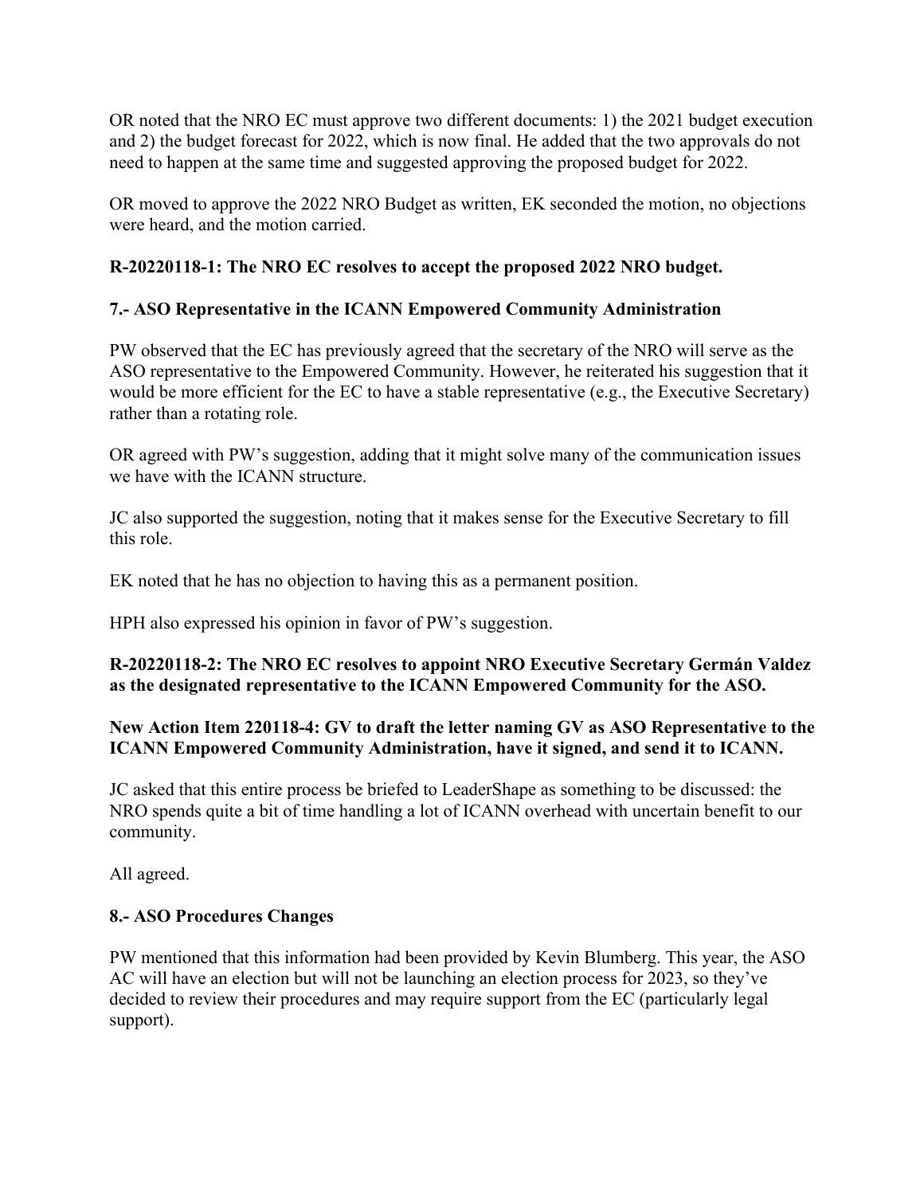OR noted that the NRO EC must approve two different documents: 1) the 2021 budget execution and 2) the budget forecast for 2022, which is now final. He added that the two approvals do not need to happen at the same time and suggested approving the proposed budget for 2022.

OR moved to approve the 2022 NRO Budget as written, EK seconded the motion, no objections were heard, and the motion carried.

**R-20220118-1: The NRO EC resolves to accept the proposed 2022 NRO budget.**

## 7.- ASO Representative in the ICANN Empowered Community Administration

PW observed that the EC has previously agreed that the secretary of the NRO will serve as the ASO representative to the Empowered Community. However, he reiterated his suggestion that it would be more efficient for the EC to have a stable representative (e.g., the Executive Secretary) rather than a rotating role.

OR agreed with PW's suggestion, adding that it might solve many of the communication issues we have with the ICANN structure.

JC also supported the suggestion, noting that it makes sense for the Executive Secretary to fill this role.

EK noted that he has no objection to having this as a permanent position.

HPH also expressed his opinion in favor of PW's suggestion.

**R-20220118-2: The NRO EC resolves to appoint NRO Executive Secretary Germán Valdez as the designated representative to the ICANN Empowered Community for the ASO.**

**New Action Item 220118-4: GV to draft the letter naming GV as ASO Representative to the ICANN Empowered Community Administration, have it signed, and send it to ICANN.**

JC asked that this entire process be briefed to LeaderShape as something to be discussed: the NRO spends quite a bit of time handling a lot of ICANN overhead with uncertain benefit to our community.

All agreed.

## 8.- ASO Procedures Changes

PW mentioned that this information had been provided by Kevin Blumberg. This year, the ASO AC will have an election but will not be launching an election process for 2023, so they've decided to review their procedures and may require support from the EC (particularly legal support).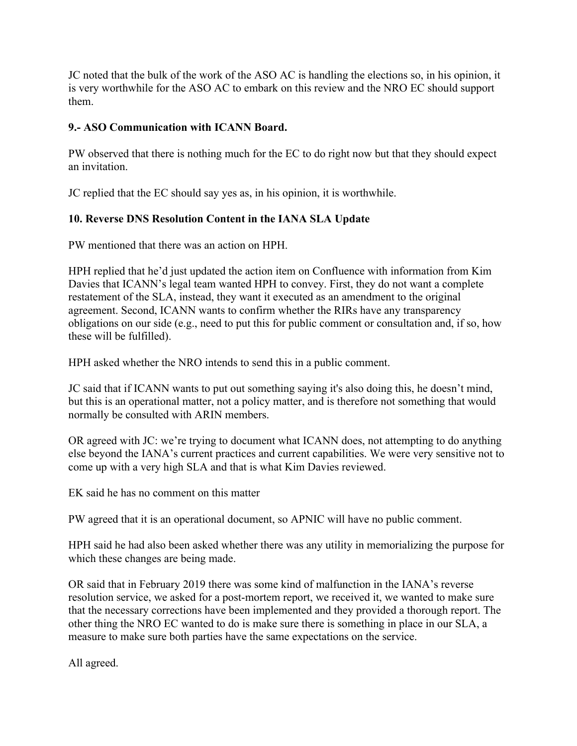JC noted that the bulk of the work of the ASO AC is handling the elections so, in his opinion, it is very worthwhile for the ASO AC to embark on this review and the NRO EC should support them.

### 9.- ASO Communication with ICANN Board.

PW observed that there is nothing much for the EC to do right now but that they should expect an invitation.

JC replied that the EC should say yes as, in his opinion, it is worthwhile.

### 10. Reverse DNS Resolution Content in the IANA SLA Update

PW mentioned that there was an action on HPH.

HPH replied that he'd just updated the action item on Confluence with information from Kim Davies that ICANN's legal team wanted HPH to convey. First, they do not want a complete restatement of the SLA, instead, they want it executed as an amendment to the original agreement. Second, ICANN wants to confirm whether the RIRs have any transparency obligations on our side (e.g., need to put this for public comment or consultation and, if so, how these will be fulfilled).

HPH asked whether the NRO intends to send this in a public comment.

JC said that if ICANN wants to put out something saying it's also doing this, he doesn't mind, but this is an operational matter, not a policy matter, and is therefore not something that would normally be consulted with ARIN members.

OR agreed with JC: we're trying to document what ICANN does, not attempting to do anything else beyond the IANA's current practices and current capabilities. We were very sensitive not to come up with a very high SLA and that is what Kim Davies reviewed.

EK said he has no comment on this matter

PW agreed that it is an operational document, so APNIC will have no public comment.

HPH said he had also been asked whether there was any utility in memorializing the purpose for which these changes are being made.

OR said that in February 2019 there was some kind of malfunction in the IANA's reverse resolution service, we asked for a post-mortem report, we received it, we wanted to make sure that the necessary corrections have been implemented and they provided a thorough report. The other thing the NRO EC wanted to do is make sure there is something in place in our SLA, a measure to make sure both parties have the same expectations on the service.

All agreed.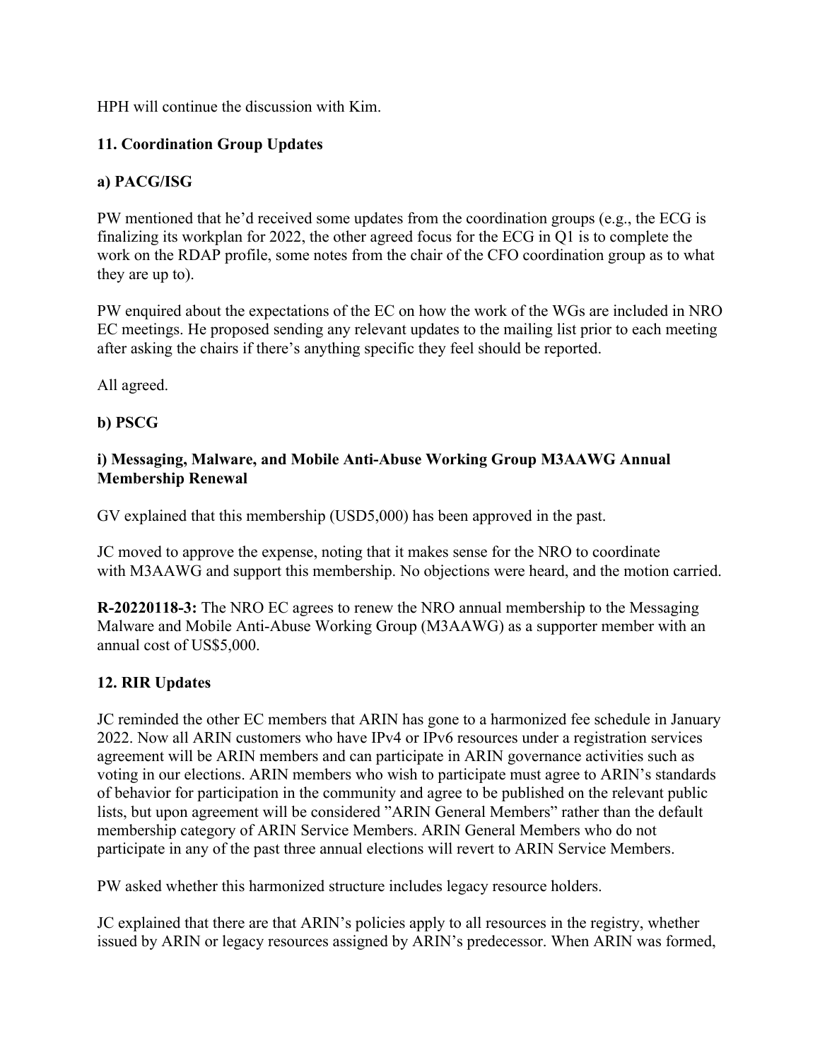HPH will continue the discussion with Kim.

**11. Coordination Group Updates**

**a) PACG/ISG**

PW mentioned that he'd received some updates from the coordination groups (e.g., the ECG is finalizing its workplan for 2022, the other agreed focus for the ECG in Q1 is to complete the work on the RDAP profile, some notes from the chair of the CFO coordination group as to what they are up to).

PW enquired about the expectations of the EC on how the work of the WGs are included in NRO EC meetings. He proposed sending any relevant updates to the mailing list prior to each meeting after asking the chairs if there's anything specific they feel should be reported.

All agreed.

**b) PSCG**

**i) Messaging, Malware, and Mobile Anti-Abuse Working Group M3AAWG Annual Membership Renewal**

GV explained that this membership (USD5,000) has been approved in the past.

JC moved to approve the expense, noting that it makes sense for the NRO to coordinate with M3AAWG and support this membership. No objections were heard, and the motion carried.

**R-20220118-3:** The NRO EC agrees to renew the NRO annual membership to the Messaging Malware and Mobile Anti-Abuse Working Group (M3AAWG) as a supporter member with an annual cost of US$5,000.

**12. RIR Updates**

JC reminded the other EC members that ARIN has gone to a harmonized fee schedule in January 2022. Now all ARIN customers who have IPv4 or IPv6 resources under a registration services agreement will be ARIN members and can participate in ARIN governance activities such as voting in our elections. ARIN members who wish to participate must agree to ARIN's standards of behavior for participation in the community and agree to be published on the relevant public lists, but upon agreement will be considered "ARIN General Members" rather than the default membership category of ARIN Service Members. ARIN General Members who do not participate in any of the past three annual elections will revert to ARIN Service Members.

PW asked whether this harmonized structure includes legacy resource holders.

JC explained that there are that ARIN's policies apply to all resources in the registry, whether issued by ARIN or legacy resources assigned by ARIN's predecessor. When ARIN was formed,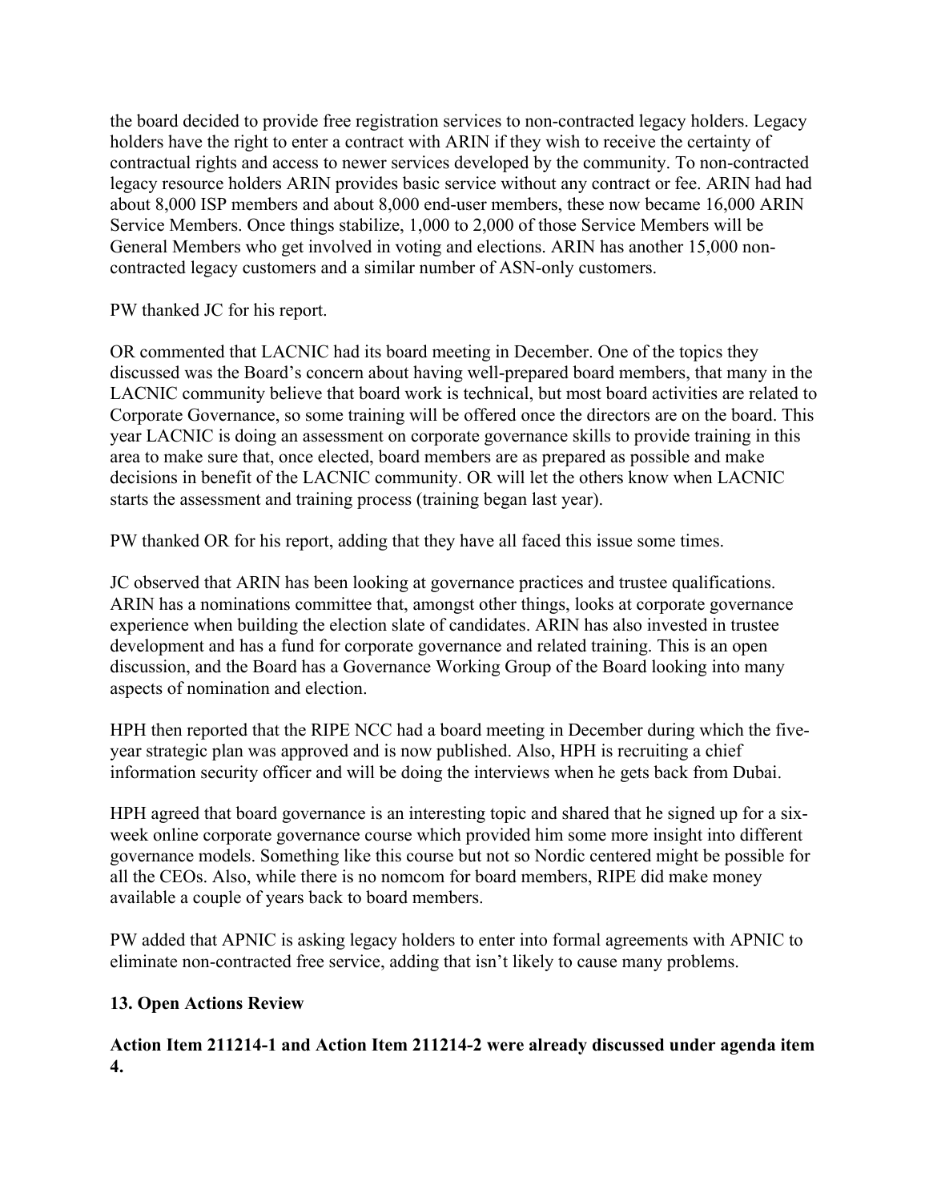the board decided to provide free registration services to non-contracted legacy holders. Legacy holders have the right to enter a contract with ARIN if they wish to receive the certainty of contractual rights and access to newer services developed by the community. To non-contracted legacy resource holders ARIN provides basic service without any contract or fee. ARIN had had about 8,000 ISP members and about 8,000 end-user members, these now became 16,000 ARIN Service Members. Once things stabilize, 1,000 to 2,000 of those Service Members will be General Members who get involved in voting and elections. ARIN has another 15,000 non-contracted legacy customers and a similar number of ASN-only customers.

PW thanked JC for his report.

OR commented that LACNIC had its board meeting in December. One of the topics they discussed was the Board's concern about having well-prepared board members, that many in the LACNIC community believe that board work is technical, but most board activities are related to Corporate Governance, so some training will be offered once the directors are on the board. This year LACNIC is doing an assessment on corporate governance skills to provide training in this area to make sure that, once elected, board members are as prepared as possible and make decisions in benefit of the LACNIC community. OR will let the others know when LACNIC starts the assessment and training process (training began last year).

PW thanked OR for his report, adding that they have all faced this issue some times.

JC observed that ARIN has been looking at governance practices and trustee qualifications. ARIN has a nominations committee that, amongst other things, looks at corporate governance experience when building the election slate of candidates. ARIN has also invested in trustee development and has a fund for corporate governance and related training. This is an open discussion, and the Board has a Governance Working Group of the Board looking into many aspects of nomination and election.

HPH then reported that the RIPE NCC had a board meeting in December during which the five-year strategic plan was approved and is now published. Also, HPH is recruiting a chief information security officer and will be doing the interviews when he gets back from Dubai.

HPH agreed that board governance is an interesting topic and shared that he signed up for a six-week online corporate governance course which provided him some more insight into different governance models. Something like this course but not so Nordic centered might be possible for all the CEOs. Also, while there is no nomcom for board members, RIPE did make money available a couple of years back to board members.

PW added that APNIC is asking legacy holders to enter into formal agreements with APNIC to eliminate non-contracted free service, adding that isn't likely to cause many problems.

## 13. Open Actions Review

**Action Item 211214-1 and Action Item 211214-2 were already discussed under agenda item 4.**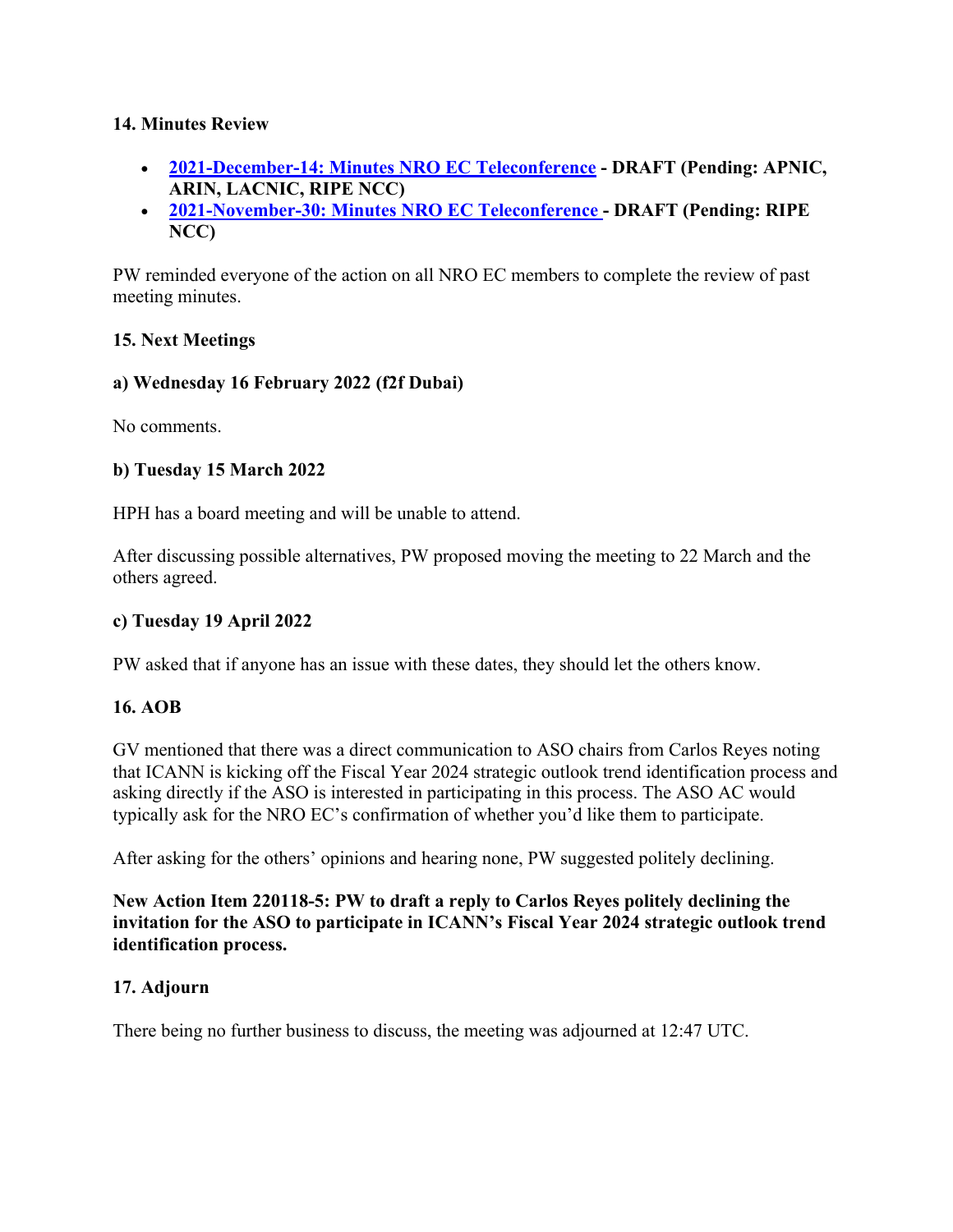**14. Minutes Review**

- **2021-December-14: Minutes NRO EC Teleconference - DRAFT (Pending: APNIC, ARIN, LACNIC, RIPE NCC)**
- **2021-November-30: Minutes NRO EC Teleconference - DRAFT (Pending: RIPE NCC)**

PW reminded everyone of the action on all NRO EC members to complete the review of past meeting minutes.

**15. Next Meetings**

**a) Wednesday 16 February 2022 (f2f Dubai)**

No comments.

**b) Tuesday 15 March 2022**

HPH has a board meeting and will be unable to attend.

After discussing possible alternatives, PW proposed moving the meeting to 22 March and the others agreed.

**c) Tuesday 19 April 2022**

PW asked that if anyone has an issue with these dates, they should let the others know.

**16. AOB**

GV mentioned that there was a direct communication to ASO chairs from Carlos Reyes noting that ICANN is kicking off the Fiscal Year 2024 strategic outlook trend identification process and asking directly if the ASO is interested in participating in this process. The ASO AC would typically ask for the NRO EC's confirmation of whether you'd like them to participate.

After asking for the others' opinions and hearing none, PW suggested politely declining.

**New Action Item 220118-5: PW to draft a reply to Carlos Reyes politely declining the invitation for the ASO to participate in ICANN's Fiscal Year 2024 strategic outlook trend identification process.**

**17. Adjourn**

There being no further business to discuss, the meeting was adjourned at 12:47 UTC.